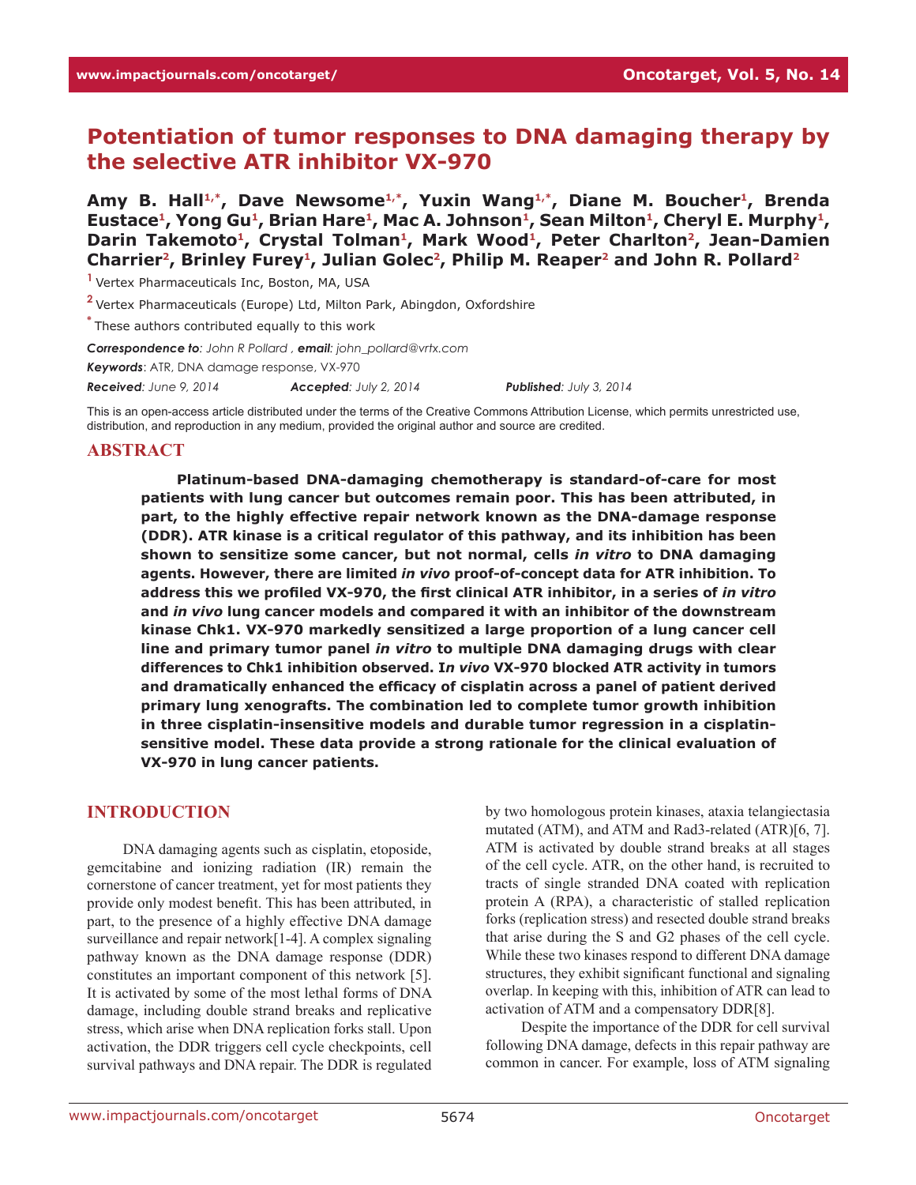# Potentiation of tumor responses to DNA damaging therapy by the selective ATR inhibitor VX-970

**Amy B. Hall[1,*], Dave Newsome[1,*], Yuxin Wang[1,*], Diane M. Boucher[1], Brenda Eustace[1], Yong Gu[1], Brian Hare[1], Mac A. Johnson[1], Sean Milton[1], Cheryl E. Murphy[1], Darin Takemoto[1], Crystal Tolman[1], Mark Wood[1], Peter Charlton[2], Jean-Damien Charrier[2], Brinley Furey[1], Julian Golec[2], Philip M. Reaper[2] and John R. Pollard[2]**

[1] Vertex Pharmaceuticals Inc, Boston, MA, USA

[2] Vertex Pharmaceuticals (Europe) Ltd, Milton Park, Abingdon, Oxfordshire

[*] These authors contributed equally to this work

***Correspondence to**: John R Pollard , **email**: john_pollard@vrtx.com*

***Keywords**: ATR, DNA damage response, VX-970*

***Received**: June 9, 2014* ***Accepted**: July 2, 2014* ***Published**: July 3, 2014*

This is an open-access article distributed under the terms of the Creative Commons Attribution License, which permits unrestricted use, distribution, and reproduction in any medium, provided the original author and source are credited.

## ABSTRACT

**Platinum-based DNA-damaging chemotherapy is standard-of-care for most patients with lung cancer but outcomes remain poor. This has been attributed, in part, to the highly effective repair network known as the DNA-damage response (DDR). ATR kinase is a critical regulator of this pathway, and its inhibition has been shown to sensitize some cancer, but not normal, cells *in vitro* to DNA damaging agents. However, there are limited *in vivo* proof-of-concept data for ATR inhibition. To address this we profiled VX-970, the first clinical ATR inhibitor, in a series of *in vitro* and *in vivo* lung cancer models and compared it with an inhibitor of the downstream kinase Chk1. VX-970 markedly sensitized a large proportion of a lung cancer cell line and primary tumor panel *in vitro* to multiple DNA damaging drugs with clear differences to Chk1 inhibition observed. I*n vivo* VX-970 blocked ATR activity in tumors and dramatically enhanced the efficacy of cisplatin across a panel of patient derived primary lung xenografts. The combination led to complete tumor growth inhibition in three cisplatin-insensitive models and durable tumor regression in a cisplatin-sensitive model. These data provide a strong rationale for the clinical evaluation of VX-970 in lung cancer patients.**

## INTRODUCTION

DNA damaging agents such as cisplatin, etoposide, gemcitabine and ionizing radiation (IR) remain the cornerstone of cancer treatment, yet for most patients they provide only modest benefit. This has been attributed, in part, to the presence of a highly effective DNA damage surveillance and repair network[1-4]. A complex signaling pathway known as the DNA damage response (DDR) constitutes an important component of this network [5]. It is activated by some of the most lethal forms of DNA damage, including double strand breaks and replicative stress, which arise when DNA replication forks stall. Upon activation, the DDR triggers cell cycle checkpoints, cell survival pathways and DNA repair. The DDR is regulated by two homologous protein kinases, ataxia telangiectasia mutated (ATM), and ATM and Rad3-related (ATR)[6, 7]. ATM is activated by double strand breaks at all stages of the cell cycle. ATR, on the other hand, is recruited to tracts of single stranded DNA coated with replication protein A (RPA), a characteristic of stalled replication forks (replication stress) and resected double strand breaks that arise during the S and G2 phases of the cell cycle. While these two kinases respond to different DNA damage structures, they exhibit significant functional and signaling overlap. In keeping with this, inhibition of ATR can lead to activation of ATM and a compensatory DDR[8].

Despite the importance of the DDR for cell survival following DNA damage, defects in this repair pathway are common in cancer. For example, loss of ATM signaling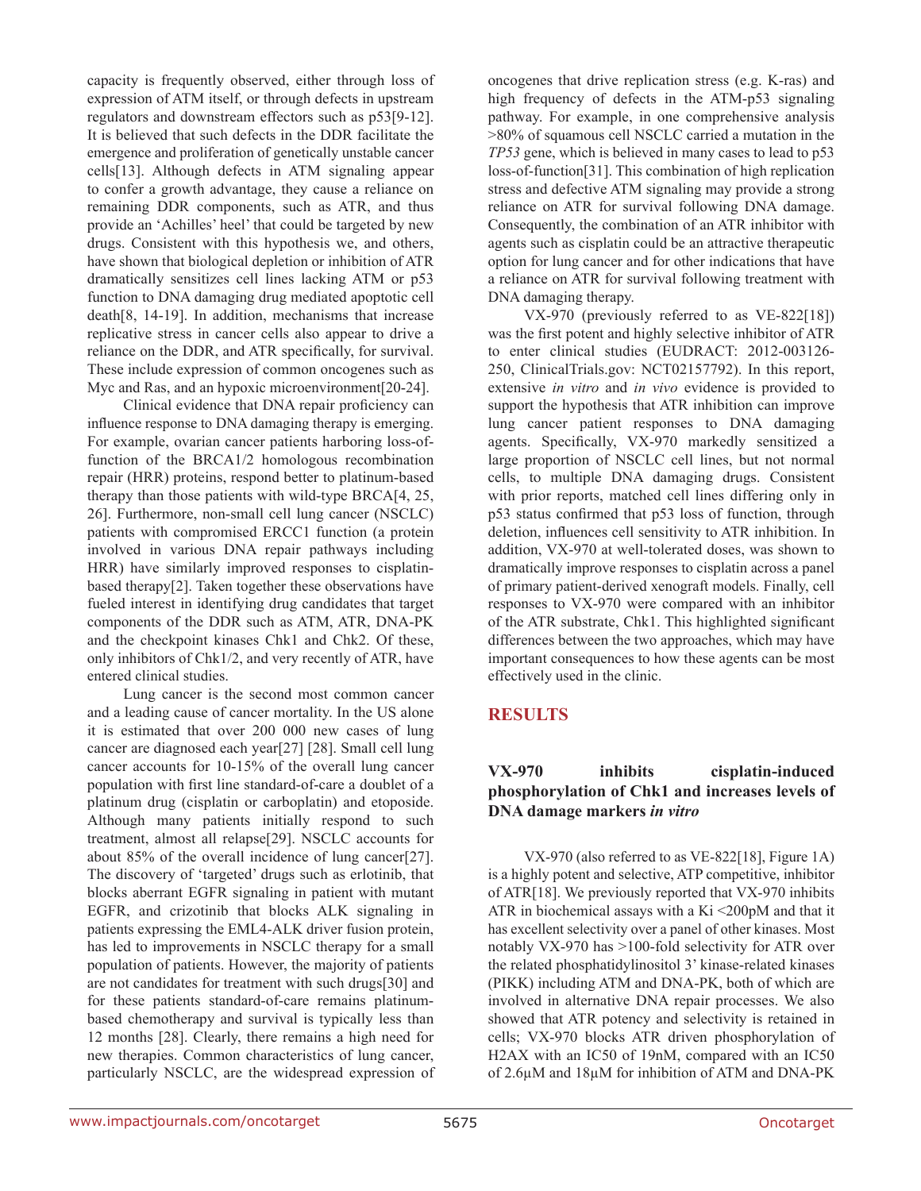capacity is frequently observed, either through loss of expression of ATM itself, or through defects in upstream regulators and downstream effectors such as p53[9-12]. It is believed that such defects in the DDR facilitate the emergence and proliferation of genetically unstable cancer cells[13]. Although defects in ATM signaling appear to confer a growth advantage, they cause a reliance on remaining DDR components, such as ATR, and thus provide an 'Achilles' heel' that could be targeted by new drugs. Consistent with this hypothesis we, and others, have shown that biological depletion or inhibition of ATR dramatically sensitizes cell lines lacking ATM or p53 function to DNA damaging drug mediated apoptotic cell death[8, 14-19]. In addition, mechanisms that increase replicative stress in cancer cells also appear to drive a reliance on the DDR, and ATR specifically, for survival. These include expression of common oncogenes such as Myc and Ras, and an hypoxic microenvironment[20-24].

Clinical evidence that DNA repair proficiency can influence response to DNA damaging therapy is emerging. For example, ovarian cancer patients harboring loss-of-function of the BRCA1/2 homologous recombination repair (HRR) proteins, respond better to platinum-based therapy than those patients with wild-type BRCA[4, 25, 26]. Furthermore, non-small cell lung cancer (NSCLC) patients with compromised ERCC1 function (a protein involved in various DNA repair pathways including HRR) have similarly improved responses to cisplatin-based therapy[2]. Taken together these observations have fueled interest in identifying drug candidates that target components of the DDR such as ATM, ATR, DNA-PK and the checkpoint kinases Chk1 and Chk2. Of these, only inhibitors of Chk1/2, and very recently of ATR, have entered clinical studies.

Lung cancer is the second most common cancer and a leading cause of cancer mortality. In the US alone it is estimated that over 200 000 new cases of lung cancer are diagnosed each year[27] [28]. Small cell lung cancer accounts for 10-15% of the overall lung cancer population with first line standard-of-care a doublet of a platinum drug (cisplatin or carboplatin) and etoposide. Although many patients initially respond to such treatment, almost all relapse[29]. NSCLC accounts for about 85% of the overall incidence of lung cancer[27]. The discovery of 'targeted' drugs such as erlotinib, that blocks aberrant EGFR signaling in patient with mutant EGFR, and crizotinib that blocks ALK signaling in patients expressing the EML4-ALK driver fusion protein, has led to improvements in NSCLC therapy for a small population of patients. However, the majority of patients are not candidates for treatment with such drugs[30] and for these patients standard-of-care remains platinum-based chemotherapy and survival is typically less than 12 months [28]. Clearly, there remains a high need for new therapies. Common characteristics of lung cancer, particularly NSCLC, are the widespread expression of oncogenes that drive replication stress (e.g. K-ras) and high frequency of defects in the ATM-p53 signaling pathway. For example, in one comprehensive analysis >80% of squamous cell NSCLC carried a mutation in the *TP53* gene, which is believed in many cases to lead to p53 loss-of-function[31]. This combination of high replication stress and defective ATM signaling may provide a strong reliance on ATR for survival following DNA damage. Consequently, the combination of an ATR inhibitor with agents such as cisplatin could be an attractive therapeutic option for lung cancer and for other indications that have a reliance on ATR for survival following treatment with DNA damaging therapy.

VX-970 (previously referred to as VE-822[18]) was the first potent and highly selective inhibitor of ATR to enter clinical studies (EUDRACT: 2012-003126-250, ClinicalTrials.gov: NCT02157792). In this report, extensive *in vitro* and *in vivo* evidence is provided to support the hypothesis that ATR inhibition can improve lung cancer patient responses to DNA damaging agents. Specifically, VX-970 markedly sensitized a large proportion of NSCLC cell lines, but not normal cells, to multiple DNA damaging drugs. Consistent with prior reports, matched cell lines differing only in p53 status confirmed that p53 loss of function, through deletion, influences cell sensitivity to ATR inhibition. In addition, VX-970 at well-tolerated doses, was shown to dramatically improve responses to cisplatin across a panel of primary patient-derived xenograft models. Finally, cell responses to VX-970 were compared with an inhibitor of the ATR substrate, Chk1. This highlighted significant differences between the two approaches, which may have important consequences to how these agents can be most effectively used in the clinic.

## RESULTS

### VX-970 inhibits cisplatin-induced phosphorylation of Chk1 and increases levels of DNA damage markers *in vitro*

VX-970 (also referred to as VE-822[18], Figure 1A) is a highly potent and selective, ATP competitive, inhibitor of ATR[18]. We previously reported that VX-970 inhibits ATR in biochemical assays with a Ki <200pM and that it has excellent selectivity over a panel of other kinases. Most notably VX-970 has >100-fold selectivity for ATR over the related phosphatidylinositol 3' kinase-related kinases (PIKK) including ATM and DNA-PK, both of which are involved in alternative DNA repair processes. We also showed that ATR potency and selectivity is retained in cells; VX-970 blocks ATR driven phosphorylation of H2AX with an IC50 of 19nM, compared with an IC50 of 2.6μM and 18μM for inhibition of ATM and DNA-PK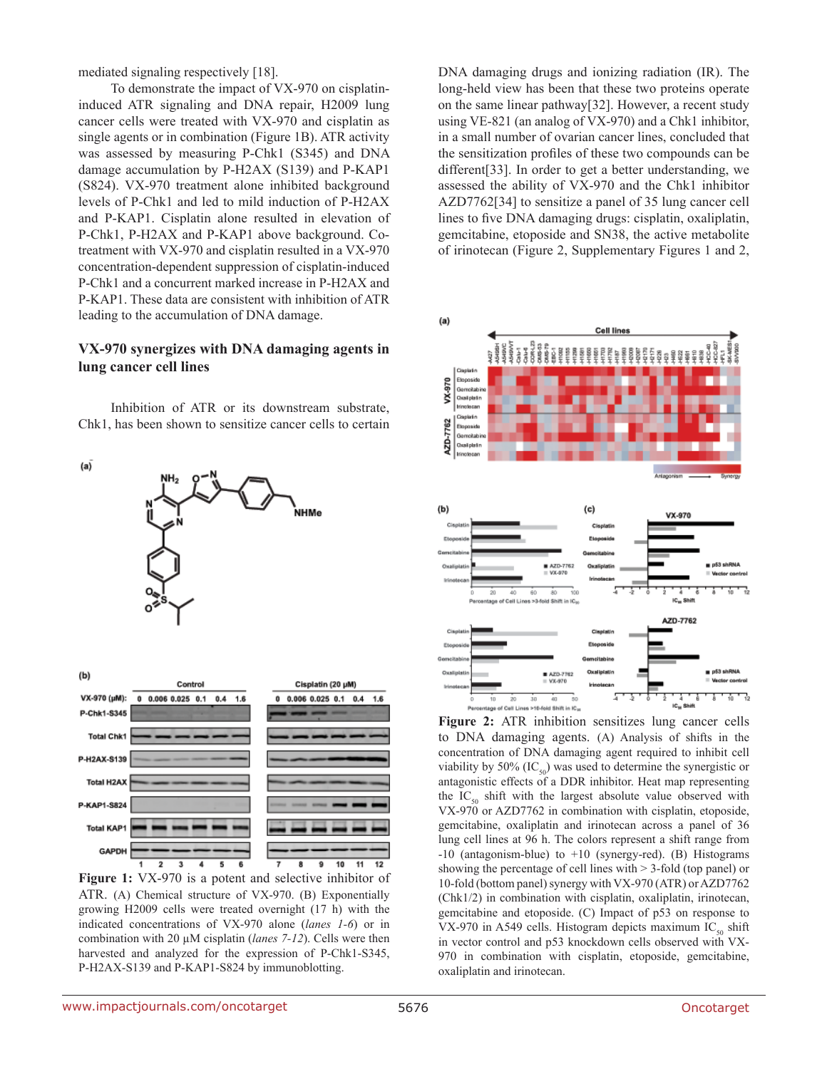mediated signaling respectively [18].

To demonstrate the impact of VX-970 on cisplatin-induced ATR signaling and DNA repair, H2009 lung cancer cells were treated with VX-970 and cisplatin as single agents or in combination (Figure 1B). ATR activity was assessed by measuring P-Chk1 (S345) and DNA damage accumulation by P-H2AX (S139) and P-KAP1 (S824). VX-970 treatment alone inhibited background levels of P-Chk1 and led to mild induction of P-H2AX and P-KAP1. Cisplatin alone resulted in elevation of P-Chk1, P-H2AX and P-KAP1 above background. Co-treatment with VX-970 and cisplatin resulted in a VX-970 concentration-dependent suppression of cisplatin-induced P-Chk1 and a concurrent marked increase in P-H2AX and P-KAP1. These data are consistent with inhibition of ATR leading to the accumulation of DNA damage.

## VX-970 synergizes with DNA damaging agents in lung cancer cell lines

Inhibition of ATR or its downstream substrate, Chk1, has been shown to sensitize cancer cells to certain DNA damaging drugs and ionizing radiation (IR). The long-held view has been that these two proteins operate on the same linear pathway[32]. However, a recent study using VE-821 (an analog of VX-970) and a Chk1 inhibitor, in a small number of ovarian cancer lines, concluded that the sensitization profiles of these two compounds can be different[33]. In order to get a better understanding, we assessed the ability of VX-970 and the Chk1 inhibitor AZD7762[34] to sensitize a panel of 35 lung cancer cell lines to five DNA damaging drugs: cisplatin, oxaliplatin, gemcitabine, etoposide and SN38, the active metabolite of irinotecan (Figure 2, Supplementary Figures 1 and 2,

**Figure 1:** VX-970 is a potent and selective inhibitor of ATR. (A) Chemical structure of VX-970. (B) Exponentially growing H2009 cells were treated overnight (17 h) with the indicated concentrations of VX-970 alone (*lanes 1-6*) or in combination with 20 µM cisplatin (*lanes 7-12*). Cells were then harvested and analyzed for the expression of P-Chk1-S345, P-H2AX-S139 and P-KAP1-S824 by immunoblotting.

**Figure 2:** ATR inhibition sensitizes lung cancer cells to DNA damaging agents. (A) Analysis of shifts in the concentration of DNA damaging agent required to inhibit cell viability by 50% ($IC_{50}$) was used to determine the synergistic or antagonistic effects of a DDR inhibitor. Heat map representing the $IC_{50}$ shift with the largest absolute value observed with VX-970 or AZD7762 in combination with cisplatin, etoposide, gemcitabine, oxaliplatin and irinotecan across a panel of 36 lung cancer cell lines at 96 h. The colors represent a shift range from -10 (antagonism-blue) to +10 (synergy-red). (B) Histograms showing the percentage of cell lines with > 3-fold (top panel) or 10-fold (bottom panel) synergy with VX-970 (ATR) or AZD7762 (Chk1/2) in combination with cisplatin, oxaliplatin, irinotecan, gemcitabine and etoposide. (C) Impact of p53 on response to VX-970 in A549 cells. Histogram depicts maximum $IC_{50}$ shift in vector control and p53 knockdown cells observed with VX-970 in combination with cisplatin, etoposide, gemcitabine, oxaliplatin and irinotecan.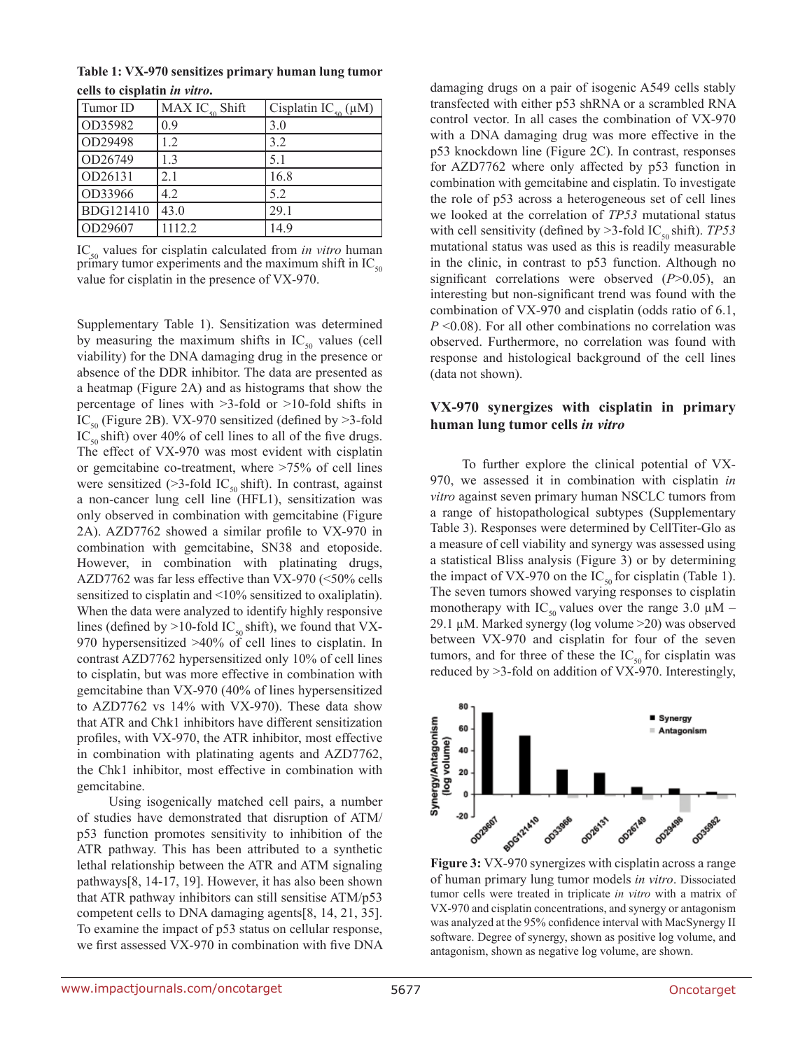**Table 1: VX-970 sensitizes primary human lung tumor cells to cisplatin *in vitro*.**

| Tumor ID | MAX $IC_{50}$ Shift | Cisplatin $IC_{50}$ (μM) |
|---|---|---|
| OD35982 | 0.9 | 3.0 |
| OD29498 | 1.2 | 3.2 |
| OD26749 | 1.3 | 5.1 |
| OD26131 | 2.1 | 16.8 |
| OD33966 | 4.2 | 5.2 |
| BDG121410 | 43.0 | 29.1 |
| OD29607 | 1112.2 | 14.9 |

$IC_{50}$ values for cisplatin calculated from *in vitro* human primary tumor experiments and the maximum shift in $IC_{50}$ value for cisplatin in the presence of VX-970.

Supplementary Table 1). Sensitization was determined by measuring the maximum shifts in $IC_{50}$ values (cell viability) for the DNA damaging drug in the presence or absence of the DDR inhibitor. The data are presented as a heatmap (Figure 2A) and as histograms that show the percentage of lines with >3-fold or >10-fold shifts in $IC_{50}$ (Figure 2B). VX-970 sensitized (defined by >3-fold $IC_{50}$ shift) over 40% of cell lines to all of the five drugs. The effect of VX-970 was most evident with cisplatin or gemcitabine co-treatment, where >75% of cell lines were sensitized (>3-fold $IC_{50}$ shift). In contrast, against a non-cancer lung cell line (HFL1), sensitization was only observed in combination with gemcitabine (Figure 2A). AZD7762 showed a similar profile to VX-970 in combination with gemcitabine, SN38 and etoposide. However, in combination with platinating drugs, AZD7762 was far less effective than VX-970 (<50% cells sensitized to cisplatin and <10% sensitized to oxaliplatin). When the data were analyzed to identify highly responsive lines (defined by >10-fold $IC_{50}$ shift), we found that VX-970 hypersensitized >40% of cell lines to cisplatin. In contrast AZD7762 hypersensitized only 10% of cell lines to cisplatin, but was more effective in combination with gemcitabine than VX-970 (40% of lines hypersensitized to AZD7762 vs 14% with VX-970). These data show that ATR and Chk1 inhibitors have different sensitization profiles, with VX-970, the ATR inhibitor, most effective in combination with platinating agents and AZD7762, the Chk1 inhibitor, most effective in combination with gemcitabine.

Using isogenically matched cell pairs, a number of studies have demonstrated that disruption of ATM/p53 function promotes sensitivity to inhibition of the ATR pathway. This has been attributed to a synthetic lethal relationship between the ATR and ATM signaling pathways[8, 14-17, 19]. However, it has also been shown that ATR pathway inhibitors can still sensitise ATM/p53 competent cells to DNA damaging agents[8, 14, 21, 35]. To examine the impact of p53 status on cellular response, we first assessed VX-970 in combination with five DNA damaging drugs on a pair of isogenic A549 cells stably transfected with either p53 shRNA or a scrambled RNA control vector. In all cases the combination of VX-970 with a DNA damaging drug was more effective in the p53 knockdown line (Figure 2C). In contrast, responses for AZD7762 where only affected by p53 function in combination with gemcitabine and cisplatin. To investigate the role of p53 across a heterogeneous set of cell lines we looked at the correlation of *TP53* mutational status with cell sensitivity (defined by >3-fold $IC_{50}$ shift). *TP53* mutational status was used as this is readily measurable in the clinic, in contrast to p53 function. Although no significant correlations were observed ($P>0.05$), an interesting but non-significant trend was found with the combination of VX-970 and cisplatin (odds ratio of 6.1, $P<0.08$). For all other combinations no correlation was observed. Furthermore, no correlation was found with response and histological background of the cell lines (data not shown).

## VX-970 synergizes with cisplatin in primary human lung tumor cells *in vitro*

To further explore the clinical potential of VX-970, we assessed it in combination with cisplatin *in vitro* against seven primary human NSCLC tumors from a range of histopathological subtypes (Supplementary Table 3). Responses were determined by CellTiter-Glo as a measure of cell viability and synergy was assessed using a statistical Bliss analysis (Figure 3) or by determining the impact of VX-970 on the $IC_{50}$ for cisplatin (Table 1). The seven tumors showed varying responses to cisplatin monotherapy with $IC_{50}$ values over the range 3.0 μM – 29.1 μM. Marked synergy (log volume >20) was observed between VX-970 and cisplatin for four of the seven tumors, and for three of these the $IC_{50}$ for cisplatin was reduced by >3-fold on addition of VX-970. Interestingly,

**Figure 3:** VX-970 synergizes with cisplatin across a range of human primary lung tumor models *in vitro*. Dissociated tumor cells were treated in triplicate *in vitro* with a matrix of VX-970 and cisplatin concentrations, and synergy or antagonism was analyzed at the 95% confidence interval with MacSynergy II software. Degree of synergy, shown as positive log volume, and antagonism, shown as negative log volume, are shown.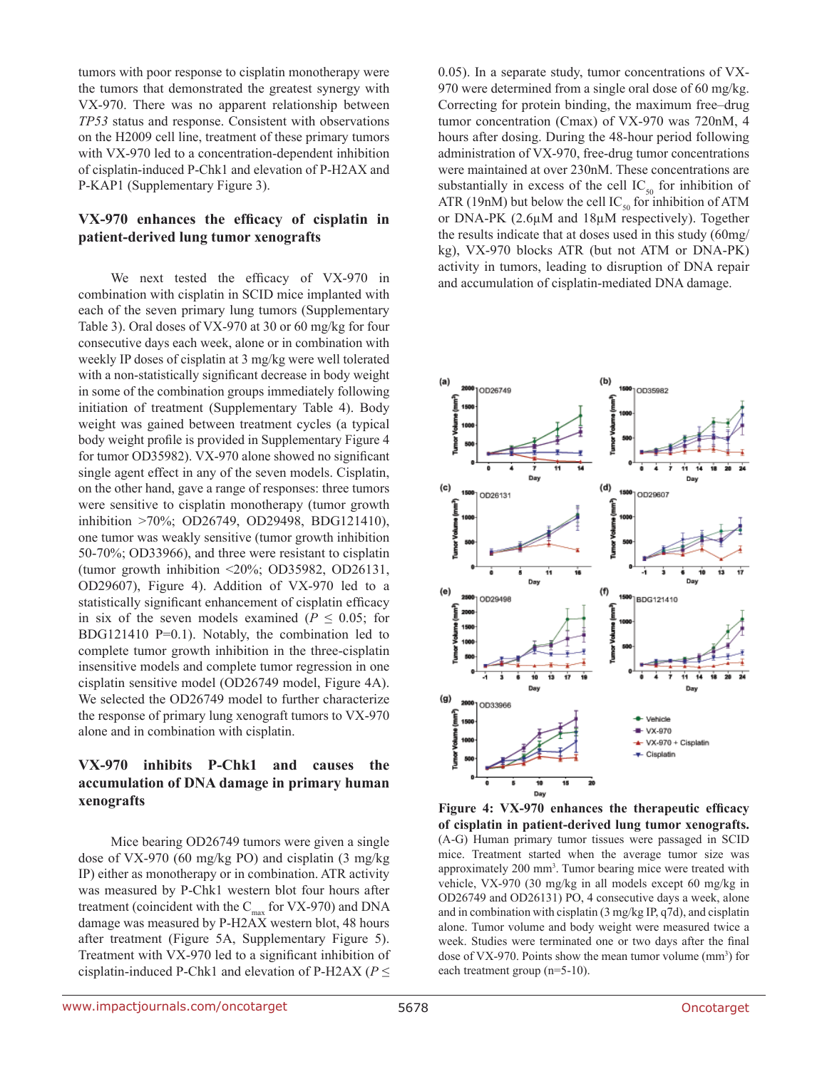tumors with poor response to cisplatin monotherapy were the tumors that demonstrated the greatest synergy with VX-970. There was no apparent relationship between *TP53* status and response. Consistent with observations on the H2009 cell line, treatment of these primary tumors with VX-970 led to a concentration-dependent inhibition of cisplatin-induced P-Chk1 and elevation of P-H2AX and P-KAP1 (Supplementary Figure 3).

## VX-970 enhances the efficacy of cisplatin in patient-derived lung tumor xenografts

We next tested the efficacy of VX-970 in combination with cisplatin in SCID mice implanted with each of the seven primary lung tumors (Supplementary Table 3). Oral doses of VX-970 at 30 or 60 mg/kg for four consecutive days each week, alone or in combination with weekly IP doses of cisplatin at 3 mg/kg were well tolerated with a non-statistically significant decrease in body weight in some of the combination groups immediately following initiation of treatment (Supplementary Table 4). Body weight was gained between treatment cycles (a typical body weight profile is provided in Supplementary Figure 4 for tumor OD35982). VX-970 alone showed no significant single agent effect in any of the seven models. Cisplatin, on the other hand, gave a range of responses: three tumors were sensitive to cisplatin monotherapy (tumor growth inhibition >70%; OD26749, OD29498, BDG121410), one tumor was weakly sensitive (tumor growth inhibition 50-70%; OD33966), and three were resistant to cisplatin (tumor growth inhibition <20%; OD35982, OD26131, OD29607), Figure 4). Addition of VX-970 led to a statistically significant enhancement of cisplatin efficacy in six of the seven models examined ($P \leq 0.05$; for BDG121410 P=0.1). Notably, the combination led to complete tumor growth inhibition in the three-cisplatin insensitive models and complete tumor regression in one cisplatin sensitive model (OD26749 model, Figure 4A). We selected the OD26749 model to further characterize the response of primary lung xenograft tumors to VX-970 alone and in combination with cisplatin.

## VX-970 inhibits P-Chk1 and causes the accumulation of DNA damage in primary human xenografts

Mice bearing OD26749 tumors were given a single dose of VX-970 (60 mg/kg PO) and cisplatin (3 mg/kg IP) either as monotherapy or in combination. ATR activity was measured by P-Chk1 western blot four hours after treatment (coincident with the $C_{max}$ for VX-970) and DNA damage was measured by P-H2AX western blot, 48 hours after treatment (Figure 5A, Supplementary Figure 5). Treatment with VX-970 led to a significant inhibition of cisplatin-induced P-Chk1 and elevation of P-H2AX ($P \leq$ 0.05). In a separate study, tumor concentrations of VX-970 were determined from a single oral dose of 60 mg/kg. Correcting for protein binding, the maximum free–drug tumor concentration (Cmax) of VX-970 was 720nM, 4 hours after dosing. During the 48-hour period following administration of VX-970, free-drug tumor concentrations were maintained at over 230nM. These concentrations are substantially in excess of the cell $IC_{50}$ for inhibition of ATR (19nM) but below the cell $IC_{50}$ for inhibition of ATM or DNA-PK (2.6μM and 18μM respectively). Together the results indicate that at doses used in this study (60mg/kg), VX-970 blocks ATR (but not ATM or DNA-PK) activity in tumors, leading to disruption of DNA repair and accumulation of cisplatin-mediated DNA damage.

**Figure 4: VX-970 enhances the therapeutic efficacy of cisplatin in patient-derived lung tumor xenografts.** (A-G) Human primary tumor tissues were passaged in SCID mice. Treatment started when the average tumor size was approximately 200 mm³. Tumor bearing mice were treated with vehicle, VX-970 (30 mg/kg in all models except 60 mg/kg in OD26749 and OD26131) PO, 4 consecutive days a week, alone and in combination with cisplatin (3 mg/kg IP, q7d), and cisplatin alone. Tumor volume and body weight were measured twice a week. Studies were terminated one or two days after the final dose of VX-970. Points show the mean tumor volume (mm³) for each treatment group (n=5-10).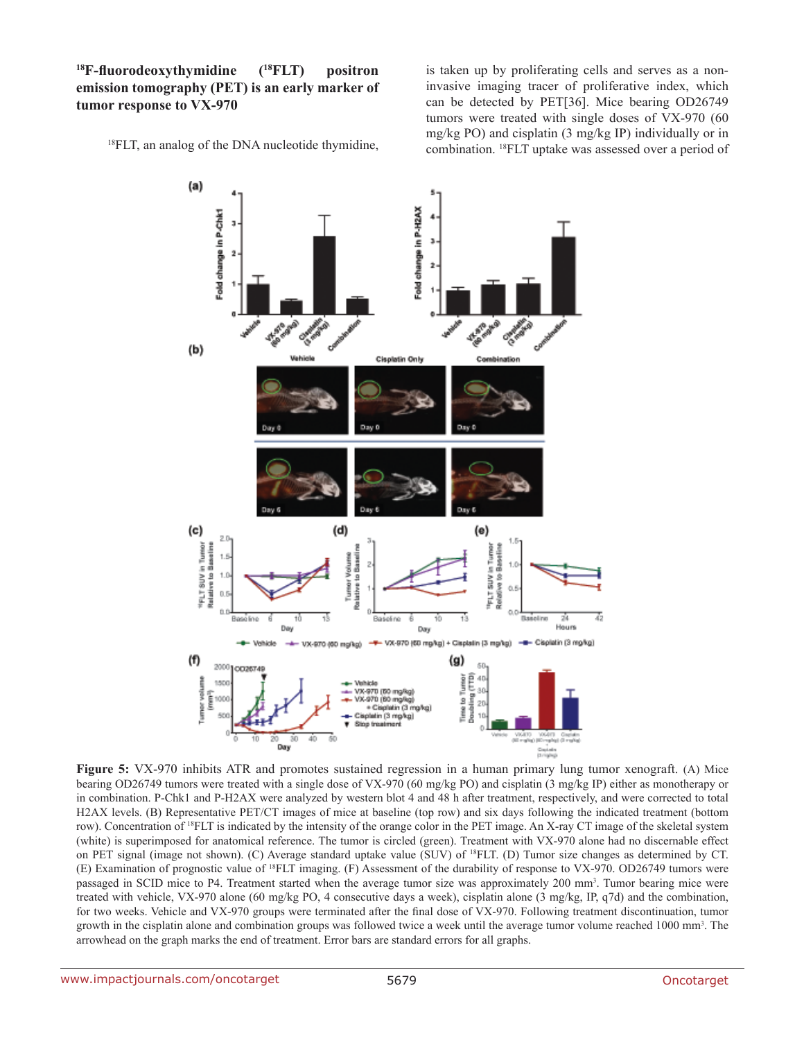### $^{18}$F-fluorodeoxythymidine ($^{18}$FLT) positron emission tomography (PET) is an early marker of tumor response to VX-970

$^{18}$FLT, an analog of the DNA nucleotide thymidine, is taken up by proliferating cells and serves as a non-invasive imaging tracer of proliferative index, which can be detected by PET[36]. Mice bearing OD26749 tumors were treated with single doses of VX-970 (60 mg/kg PO) and cisplatin (3 mg/kg IP) individually or in combination. $^{18}$FLT uptake was assessed over a period of

**Figure 5:** VX-970 inhibits ATR and promotes sustained regression in a human primary lung tumor xenograft. (A) Mice bearing OD26749 tumors were treated with a single dose of VX-970 (60 mg/kg PO) and cisplatin (3 mg/kg IP) either as monotherapy or in combination. P-Chk1 and P-H2AX were analyzed by western blot 4 and 48 h after treatment, respectively, and were corrected to total H2AX levels. (B) Representative PET/CT images of mice at baseline (top row) and six days following the indicated treatment (bottom row). Concentration of $^{18}$FLT is indicated by the intensity of the orange color in the PET image. An X-ray CT image of the skeletal system (white) is superimposed for anatomical reference. The tumor is circled (green). Treatment with VX-970 alone had no discernable effect on PET signal (image not shown). (C) Average standard uptake value (SUV) of $^{18}$FLT. (D) Tumor size changes as determined by CT. (E) Examination of prognostic value of $^{18}$FLT imaging. (F) Assessment of the durability of response to VX-970. OD26749 tumors were passaged in SCID mice to P4. Treatment started when the average tumor size was approximately 200 mm$^3$. Tumor bearing mice were treated with vehicle, VX-970 alone (60 mg/kg PO, 4 consecutive days a week), cisplatin alone (3 mg/kg, IP, q7d) and the combination, for two weeks. Vehicle and VX-970 groups were terminated after the final dose of VX-970. Following treatment discontinuation, tumor growth in the cisplatin alone and combination groups was followed twice a week until the average tumor volume reached 1000 mm$^3$. The arrowhead on the graph marks the end of treatment. Error bars are standard errors for all graphs.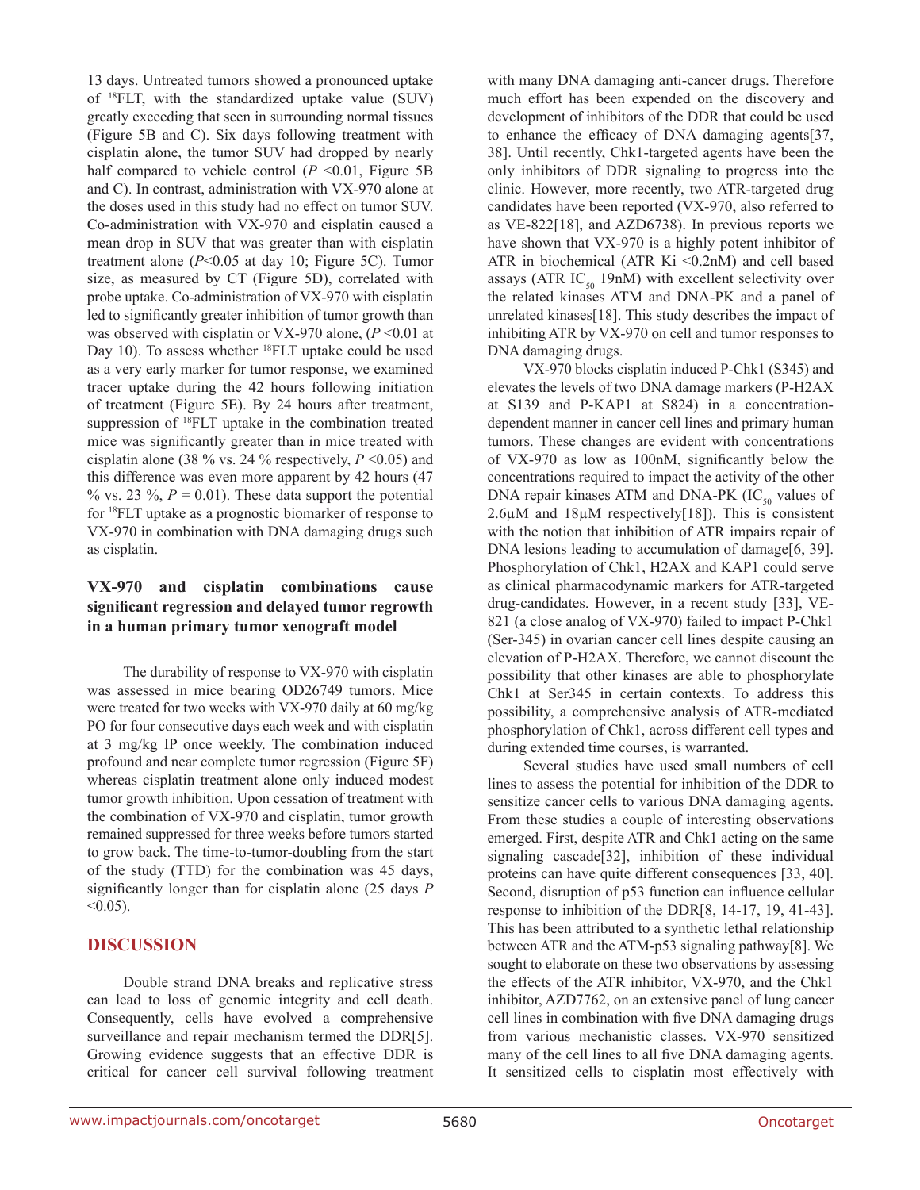13 days. Untreated tumors showed a pronounced uptake of $^{18}$FLT, with the standardized uptake value (SUV) greatly exceeding that seen in surrounding normal tissues (Figure 5B and C). Six days following treatment with cisplatin alone, the tumor SUV had dropped by nearly half compared to vehicle control ($P < 0.01$, Figure 5B and C). In contrast, administration with VX-970 alone at the doses used in this study had no effect on tumor SUV. Co-administration with VX-970 and cisplatin caused a mean drop in SUV that was greater than with cisplatin treatment alone ($P < 0.05$ at day 10; Figure 5C). Tumor size, as measured by CT (Figure 5D), correlated with probe uptake. Co-administration of VX-970 with cisplatin led to significantly greater inhibition of tumor growth than was observed with cisplatin or VX-970 alone, ($P < 0.01$ at Day 10). To assess whether $^{18}$FLT uptake could be used as a very early marker for tumor response, we examined tracer uptake during the 42 hours following initiation of treatment (Figure 5E). By 24 hours after treatment, suppression of $^{18}$FLT uptake in the combination treated mice was significantly greater than in mice treated with cisplatin alone (38 % vs. 24 % respectively, $P < 0.05$) and this difference was even more apparent by 42 hours (47 % vs. 23 %, $P = 0.01$). These data support the potential for $^{18}$FLT uptake as a prognostic biomarker of response to VX-970 in combination with DNA damaging drugs such as cisplatin.

### VX-970 and cisplatin combinations cause significant regression and delayed tumor regrowth in a human primary tumor xenograft model

The durability of response to VX-970 with cisplatin was assessed in mice bearing OD26749 tumors. Mice were treated for two weeks with VX-970 daily at 60 mg/kg PO for four consecutive days each week and with cisplatin at 3 mg/kg IP once weekly. The combination induced profound and near complete tumor regression (Figure 5F) whereas cisplatin treatment alone only induced modest tumor growth inhibition. Upon cessation of treatment with the combination of VX-970 and cisplatin, tumor growth remained suppressed for three weeks before tumors started to grow back. The time-to-tumor-doubling from the start of the study (TTD) for the combination was 45 days, significantly longer than for cisplatin alone (25 days $P < 0.05$).

## DISCUSSION

Double strand DNA breaks and replicative stress can lead to loss of genomic integrity and cell death. Consequently, cells have evolved a comprehensive surveillance and repair mechanism termed the DDR[5]. Growing evidence suggests that an effective DDR is critical for cancer cell survival following treatment with many DNA damaging anti-cancer drugs. Therefore much effort has been expended on the discovery and development of inhibitors of the DDR that could be used to enhance the efficacy of DNA damaging agents[37, 38]. Until recently, Chk1-targeted agents have been the only inhibitors of DDR signaling to progress into the clinic. However, more recently, two ATR-targeted drug candidates have been reported (VX-970, also referred to as VE-822[18], and AZD6738). In previous reports we have shown that VX-970 is a highly potent inhibitor of ATR in biochemical (ATR Ki <0.2nM) and cell based assays (ATR $IC_{50}$ 19nM) with excellent selectivity over the related kinases ATM and DNA-PK and a panel of unrelated kinases[18]. This study describes the impact of inhibiting ATR by VX-970 on cell and tumor responses to DNA damaging drugs.

VX-970 blocks cisplatin induced P-Chk1 (S345) and elevates the levels of two DNA damage markers (P-H2AX at S139 and P-KAP1 at S824) in a concentration-dependent manner in cancer cell lines and primary human tumors. These changes are evident with concentrations of VX-970 as low as 100nM, significantly below the concentrations required to impact the activity of the other DNA repair kinases ATM and DNA-PK ($IC_{50}$ values of 2.6μM and 18μM respectively[18]). This is consistent with the notion that inhibition of ATR impairs repair of DNA lesions leading to accumulation of damage[6, 39]. Phosphorylation of Chk1, H2AX and KAP1 could serve as clinical pharmacodynamic markers for ATR-targeted drug-candidates. However, in a recent study [33], VE-821 (a close analog of VX-970) failed to impact P-Chk1 (Ser-345) in ovarian cancer cell lines despite causing an elevation of P-H2AX. Therefore, we cannot discount the possibility that other kinases are able to phosphorylate Chk1 at Ser345 in certain contexts. To address this possibility, a comprehensive analysis of ATR-mediated phosphorylation of Chk1, across different cell types and during extended time courses, is warranted.

Several studies have used small numbers of cell lines to assess the potential for inhibition of the DDR to sensitize cancer cells to various DNA damaging agents. From these studies a couple of interesting observations emerged. First, despite ATR and Chk1 acting on the same signaling cascade[32], inhibition of these individual proteins can have quite different consequences [33, 40]. Second, disruption of p53 function can influence cellular response to inhibition of the DDR[8, 14-17, 19, 41-43]. This has been attributed to a synthetic lethal relationship between ATR and the ATM-p53 signaling pathway[8]. We sought to elaborate on these two observations by assessing the effects of the ATR inhibitor, VX-970, and the Chk1 inhibitor, AZD7762, on an extensive panel of lung cancer cell lines in combination with five DNA damaging drugs from various mechanistic classes. VX-970 sensitized many of the cell lines to all five DNA damaging agents. It sensitized cells to cisplatin most effectively with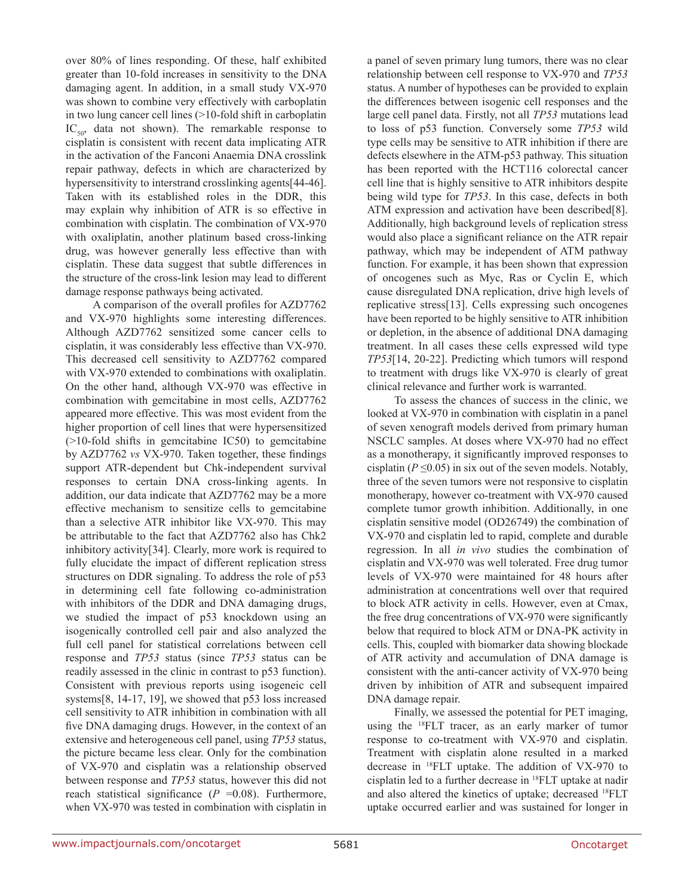over 80% of lines responding. Of these, half exhibited greater than 10-fold increases in sensitivity to the DNA damaging agent. In addition, in a small study VX-970 was shown to combine very effectively with carboplatin in two lung cancer cell lines (>10-fold shift in carboplatin $IC_{50}$, data not shown). The remarkable response to cisplatin is consistent with recent data implicating ATR in the activation of the Fanconi Anaemia DNA crosslink repair pathway, defects in which are characterized by hypersensitivity to interstrand crosslinking agents[44-46]. Taken with its established roles in the DDR, this may explain why inhibition of ATR is so effective in combination with cisplatin. The combination of VX-970 with oxaliplatin, another platinum based cross-linking drug, was however generally less effective than with cisplatin. These data suggest that subtle differences in the structure of the cross-link lesion may lead to different damage response pathways being activated.

A comparison of the overall profiles for AZD7762 and VX-970 highlights some interesting differences. Although AZD7762 sensitized some cancer cells to cisplatin, it was considerably less effective than VX-970. This decreased cell sensitivity to AZD7762 compared with VX-970 extended to combinations with oxaliplatin. On the other hand, although VX-970 was effective in combination with gemcitabine in most cells, AZD7762 appeared more effective. This was most evident from the higher proportion of cell lines that were hypersensitized (>10-fold shifts in gemcitabine IC50) to gemcitabine by AZD7762 *vs* VX-970. Taken together, these findings support ATR-dependent but Chk-independent survival responses to certain DNA cross-linking agents. In addition, our data indicate that AZD7762 may be a more effective mechanism to sensitize cells to gemcitabine than a selective ATR inhibitor like VX-970. This may be attributable to the fact that AZD7762 also has Chk2 inhibitory activity[34]. Clearly, more work is required to fully elucidate the impact of different replication stress structures on DDR signaling. To address the role of p53 in determining cell fate following co-administration with inhibitors of the DDR and DNA damaging drugs, we studied the impact of p53 knockdown using an isogenically controlled cell pair and also analyzed the full cell panel for statistical correlations between cell response and *TP53* status (since *TP53* status can be readily assessed in the clinic in contrast to p53 function). Consistent with previous reports using isogeneic cell systems[8, 14-17, 19], we showed that p53 loss increased cell sensitivity to ATR inhibition in combination with all five DNA damaging drugs. However, in the context of an extensive and heterogeneous cell panel, using *TP53* status, the picture became less clear. Only for the combination of VX-970 and cisplatin was a relationship observed between response and *TP53* status, however this did not reach statistical significance ($P$ =0.08). Furthermore, when VX-970 was tested in combination with cisplatin in a panel of seven primary lung tumors, there was no clear relationship between cell response to VX-970 and *TP53* status. A number of hypotheses can be provided to explain the differences between isogenic cell responses and the large cell panel data. Firstly, not all *TP53* mutations lead to loss of p53 function. Conversely some *TP53* wild type cells may be sensitive to ATR inhibition if there are defects elsewhere in the ATM-p53 pathway. This situation has been reported with the HCT116 colorectal cancer cell line that is highly sensitive to ATR inhibitors despite being wild type for *TP53*. In this case, defects in both ATM expression and activation have been described[8]. Additionally, high background levels of replication stress would also place a significant reliance on the ATR repair pathway, which may be independent of ATM pathway function. For example, it has been shown that expression of oncogenes such as Myc, Ras or Cyclin E, which cause disregulated DNA replication, drive high levels of replicative stress[13]. Cells expressing such oncogenes have been reported to be highly sensitive to ATR inhibition or depletion, in the absence of additional DNA damaging treatment. In all cases these cells expressed wild type *TP53*[14, 20-22]. Predicting which tumors will respond to treatment with drugs like VX-970 is clearly of great clinical relevance and further work is warranted.

To assess the chances of success in the clinic, we looked at VX-970 in combination with cisplatin in a panel of seven xenograft models derived from primary human NSCLC samples. At doses where VX-970 had no effect as a monotherapy, it significantly improved responses to cisplatin ($P \leq 0.05$) in six out of the seven models. Notably, three of the seven tumors were not responsive to cisplatin monotherapy, however co-treatment with VX-970 caused complete tumor growth inhibition. Additionally, in one cisplatin sensitive model (OD26749) the combination of VX-970 and cisplatin led to rapid, complete and durable regression. In all *in vivo* studies the combination of cisplatin and VX-970 was well tolerated. Free drug tumor levels of VX-970 were maintained for 48 hours after administration at concentrations well over that required to block ATR activity in cells. However, even at Cmax, the free drug concentrations of VX-970 were significantly below that required to block ATM or DNA-PK activity in cells. This, coupled with biomarker data showing blockade of ATR activity and accumulation of DNA damage is consistent with the anti-cancer activity of VX-970 being driven by inhibition of ATR and subsequent impaired DNA damage repair.

Finally, we assessed the potential for PET imaging, using the $^{18}$FLT tracer, as an early marker of tumor response to co-treatment with VX-970 and cisplatin. Treatment with cisplatin alone resulted in a marked decrease in $^{18}$FLT uptake. The addition of VX-970 to cisplatin led to a further decrease in $^{18}$FLT uptake at nadir and also altered the kinetics of uptake; decreased $^{18}$FLT uptake occurred earlier and was sustained for longer in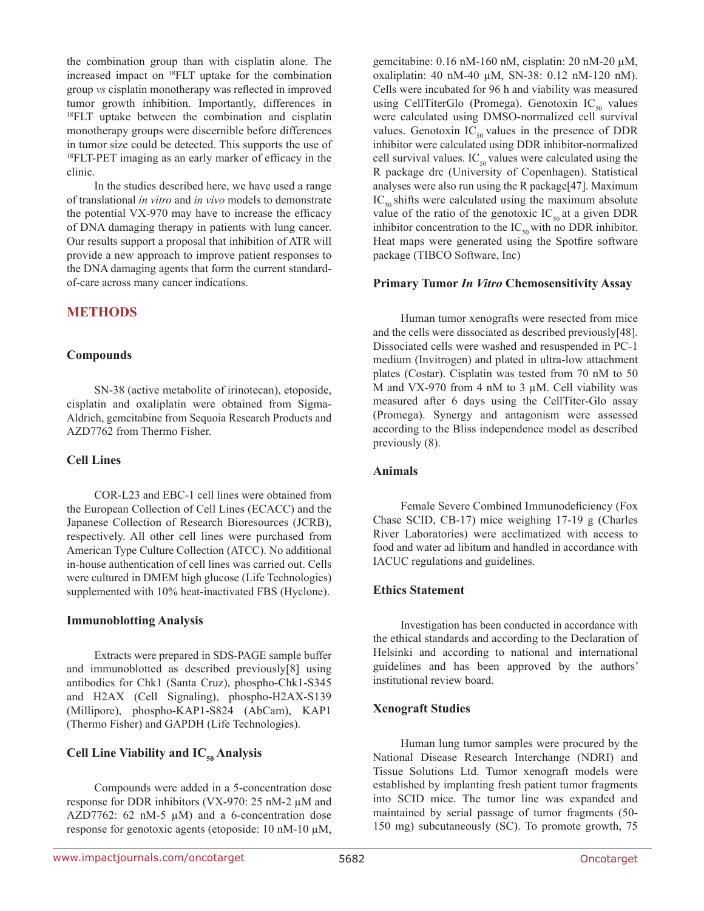the combination group than with cisplatin alone. The increased impact on [18]FLT uptake for the combination group *vs* cisplatin monotherapy was reflected in improved tumor growth inhibition. Importantly, differences in [18]FLT uptake between the combination and cisplatin monotherapy groups were discernible before differences in tumor size could be detected. This supports the use of [18]FLT-PET imaging as an early marker of efficacy in the clinic.

In the studies described here, we have used a range of translational *in vitro* and *in vivo* models to demonstrate the potential VX-970 may have to increase the efficacy of DNA damaging therapy in patients with lung cancer. Our results support a proposal that inhibition of ATR will provide a new approach to improve patient responses to the DNA damaging agents that form the current standard-of-care across many cancer indications.

## METHODS

### Compounds

SN-38 (active metabolite of irinotecan), etoposide, cisplatin and oxaliplatin were obtained from Sigma-Aldrich, gemcitabine from Sequoia Research Products and AZD7762 from Thermo Fisher.

### Cell Lines

COR-L23 and EBC-1 cell lines were obtained from the European Collection of Cell Lines (ECACC) and the Japanese Collection of Research Bioresources (JCRB), respectively. All other cell lines were purchased from American Type Culture Collection (ATCC). No additional in-house authentication of cell lines was carried out. Cells were cultured in DMEM high glucose (Life Technologies) supplemented with 10% heat-inactivated FBS (Hyclone).

### Immunoblotting Analysis

Extracts were prepared in SDS-PAGE sample buffer and immunoblotted as described previously[8] using antibodies for Chk1 (Santa Cruz), phospho-Chk1-S345 and H2AX (Cell Signaling), phospho-H2AX-S139 (Millipore), phospho-KAP1-S824 (AbCam), KAP1 (Thermo Fisher) and GAPDH (Life Technologies).

### Cell Line Viability and $IC_{50}$ Analysis

Compounds were added in a 5-concentration dose response for DDR inhibitors (VX-970: 25 nM-2 µM and AZD7762: 62 nM-5 µM) and a 6-concentration dose response for genotoxic agents (etoposide: 10 nM-10 µM, gemcitabine: 0.16 nM-160 nM, cisplatin: 20 nM-20 µM, oxaliplatin: 40 nM-40 µM, SN-38: 0.12 nM-120 nM). Cells were incubated for 96 h and viability was measured using CellTiterGlo (Promega). Genotoxin $IC_{50}$ values were calculated using DMSO-normalized cell survival values. Genotoxin $IC_{50}$ values in the presence of DDR inhibitor were calculated using DDR inhibitor-normalized cell survival values. $IC_{50}$ values were calculated using the R package drc (University of Copenhagen). Statistical analyses were also run using the R package[47]. Maximum $IC_{50}$ shifts were calculated using the maximum absolute value of the ratio of the genotoxic $IC_{50}$ at a given DDR inhibitor concentration to the $IC_{50}$ with no DDR inhibitor. Heat maps were generated using the Spotfire software package (TIBCO Software, Inc)

### Primary Tumor *In Vitro* Chemosensitivity Assay

Human tumor xenografts were resected from mice and the cells were dissociated as described previously[48]. Dissociated cells were washed and resuspended in PC-1 medium (Invitrogen) and plated in ultra-low attachment plates (Costar). Cisplatin was tested from 70 nM to 50 M and VX-970 from 4 nM to 3 µM. Cell viability was measured after 6 days using the CellTiter-Glo assay (Promega). Synergy and antagonism were assessed according to the Bliss independence model as described previously (8).

### Animals

Female Severe Combined Immunodeficiency (Fox Chase SCID, CB-17) mice weighing 17-19 g (Charles River Laboratories) were acclimatized with access to food and water ad libitum and handled in accordance with IACUC regulations and guidelines.

### Ethics Statement

Investigation has been conducted in accordance with the ethical standards and according to the Declaration of Helsinki and according to national and international guidelines and has been approved by the authors' institutional review board.

### Xenograft Studies

Human lung tumor samples were procured by the National Disease Research Interchange (NDRI) and Tissue Solutions Ltd. Tumor xenograft models were established by implanting fresh patient tumor fragments into SCID mice. The tumor line was expanded and maintained by serial passage of tumor fragments (50-150 mg) subcutaneously (SC). To promote growth, 75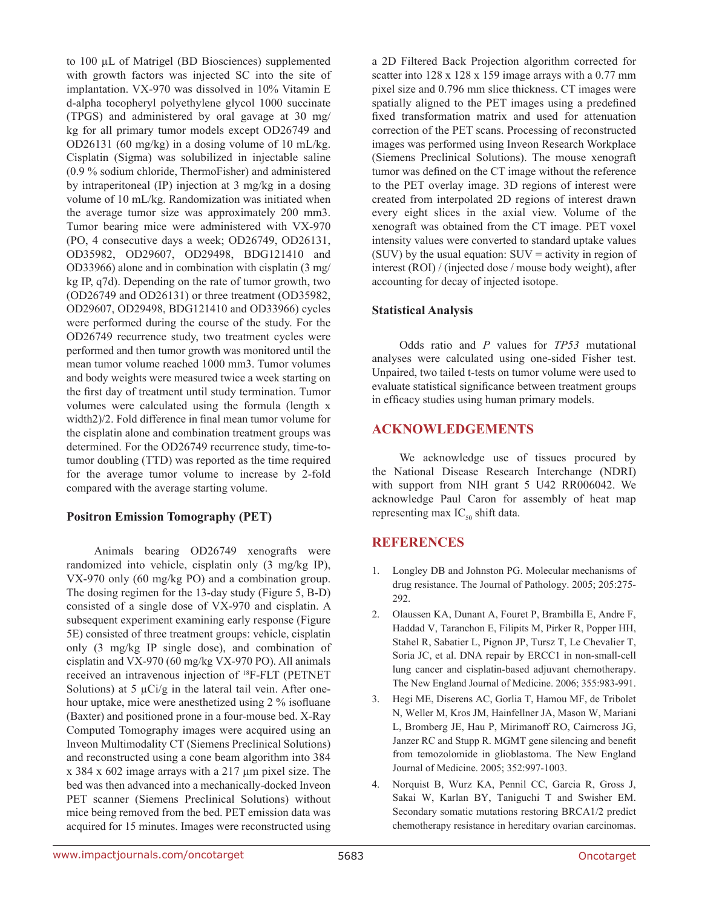to 100 µL of Matrigel (BD Biosciences) supplemented with growth factors was injected SC into the site of implantation. VX-970 was dissolved in 10% Vitamin E d-alpha tocopheryl polyethylene glycol 1000 succinate (TPGS) and administered by oral gavage at 30 mg/kg for all primary tumor models except OD26749 and OD26131 (60 mg/kg) in a dosing volume of 10 mL/kg. Cisplatin (Sigma) was solubilized in injectable saline (0.9 % sodium chloride, ThermoFisher) and administered by intraperitoneal (IP) injection at 3 mg/kg in a dosing volume of 10 mL/kg. Randomization was initiated when the average tumor size was approximately 200 mm3. Tumor bearing mice were administered with VX-970 (PO, 4 consecutive days a week; OD26749, OD26131, OD35982, OD29607, OD29498, BDG121410 and OD33966) alone and in combination with cisplatin (3 mg/kg IP, q7d). Depending on the rate of tumor growth, two (OD26749 and OD26131) or three treatment (OD35982, OD29607, OD29498, BDG121410 and OD33966) cycles were performed during the course of the study. For the OD26749 recurrence study, two treatment cycles were performed and then tumor growth was monitored until the mean tumor volume reached 1000 mm3. Tumor volumes and body weights were measured twice a week starting on the first day of treatment until study termination. Tumor volumes were calculated using the formula (length x width2)/2. Fold difference in final mean tumor volume for the cisplatin alone and combination treatment groups was determined. For the OD26749 recurrence study, time-to-tumor doubling (TTD) was reported as the time required for the average tumor volume to increase by 2-fold compared with the average starting volume.

### Positron Emission Tomography (PET)

Animals bearing OD26749 xenografts were randomized into vehicle, cisplatin only (3 mg/kg IP), VX-970 only (60 mg/kg PO) and a combination group. The dosing regimen for the 13-day study (Figure 5, B-D) consisted of a single dose of VX-970 and cisplatin. A subsequent experiment examining early response (Figure 5E) consisted of three treatment groups: vehicle, cisplatin only (3 mg/kg IP single dose), and combination of cisplatin and VX-970 (60 mg/kg VX-970 PO). All animals received an intravenous injection of $^{18}$F-FLT (PETNET Solutions) at 5 µCi/g in the lateral tail vein. After one-hour uptake, mice were anesthetized using 2 % isofluane (Baxter) and positioned prone in a four-mouse bed. X-Ray Computed Tomography images were acquired using an Inveon Multimodality CT (Siemens Preclinical Solutions) and reconstructed using a cone beam algorithm into 384 x 384 x 602 image arrays with a 217 µm pixel size. The bed was then advanced into a mechanically-docked Inveon PET scanner (Siemens Preclinical Solutions) without mice being removed from the bed. PET emission data was acquired for 15 minutes. Images were reconstructed using a 2D Filtered Back Projection algorithm corrected for scatter into 128 x 128 x 159 image arrays with a 0.77 mm pixel size and 0.796 mm slice thickness. CT images were spatially aligned to the PET images using a predefined fixed transformation matrix and used for attenuation correction of the PET scans. Processing of reconstructed images was performed using Inveon Research Workplace (Siemens Preclinical Solutions). The mouse xenograft tumor was defined on the CT image without the reference to the PET overlay image. 3D regions of interest were created from interpolated 2D regions of interest drawn every eight slices in the axial view. Volume of the xenograft was obtained from the CT image. PET voxel intensity values were converted to standard uptake values (SUV) by the usual equation: SUV = activity in region of interest (ROI) / (injected dose / mouse body weight), after accounting for decay of injected isotope.

### Statistical Analysis

Odds ratio and *P* values for *TP53* mutational analyses were calculated using one-sided Fisher test. Unpaired, two tailed t-tests on tumor volume were used to evaluate statistical significance between treatment groups in efficacy studies using human primary models.

## ACKNOWLEDGEMENTS

We acknowledge use of tissues procured by the National Disease Research Interchange (NDRI) with support from NIH grant 5 U42 RR006042. We acknowledge Paul Caron for assembly of heat map representing max $IC_{50}$ shift data.

## REFERENCES

1. Longley DB and Johnston PG. Molecular mechanisms of drug resistance. The Journal of Pathology. 2005; 205:275-292.
2. Olaussen KA, Dunant A, Fouret P, Brambilla E, Andre F, Haddad V, Taranchon E, Filipits M, Pirker R, Popper HH, Stahel R, Sabatier L, Pignon JP, Tursz T, Le Chevalier T, Soria JC, et al. DNA repair by ERCC1 in non-small-cell lung cancer and cisplatin-based adjuvant chemotherapy. The New England Journal of Medicine. 2006; 355:983-991.
3. Hegi ME, Diserens AC, Gorlia T, Hamou MF, de Tribolet N, Weller M, Kros JM, Hainfellner JA, Mason W, Mariani L, Bromberg JE, Hau P, Mirimanoff RO, Cairncross JG, Janzer RC and Stupp R. MGMT gene silencing and benefit from temozolomide in glioblastoma. The New England Journal of Medicine. 2005; 352:997-1003.
4. Norquist B, Wurz KA, Pennil CC, Garcia R, Gross J, Sakai W, Karlan BY, Taniguchi T and Swisher EM. Secondary somatic mutations restoring BRCA1/2 predict chemotherapy resistance in hereditary ovarian carcinomas.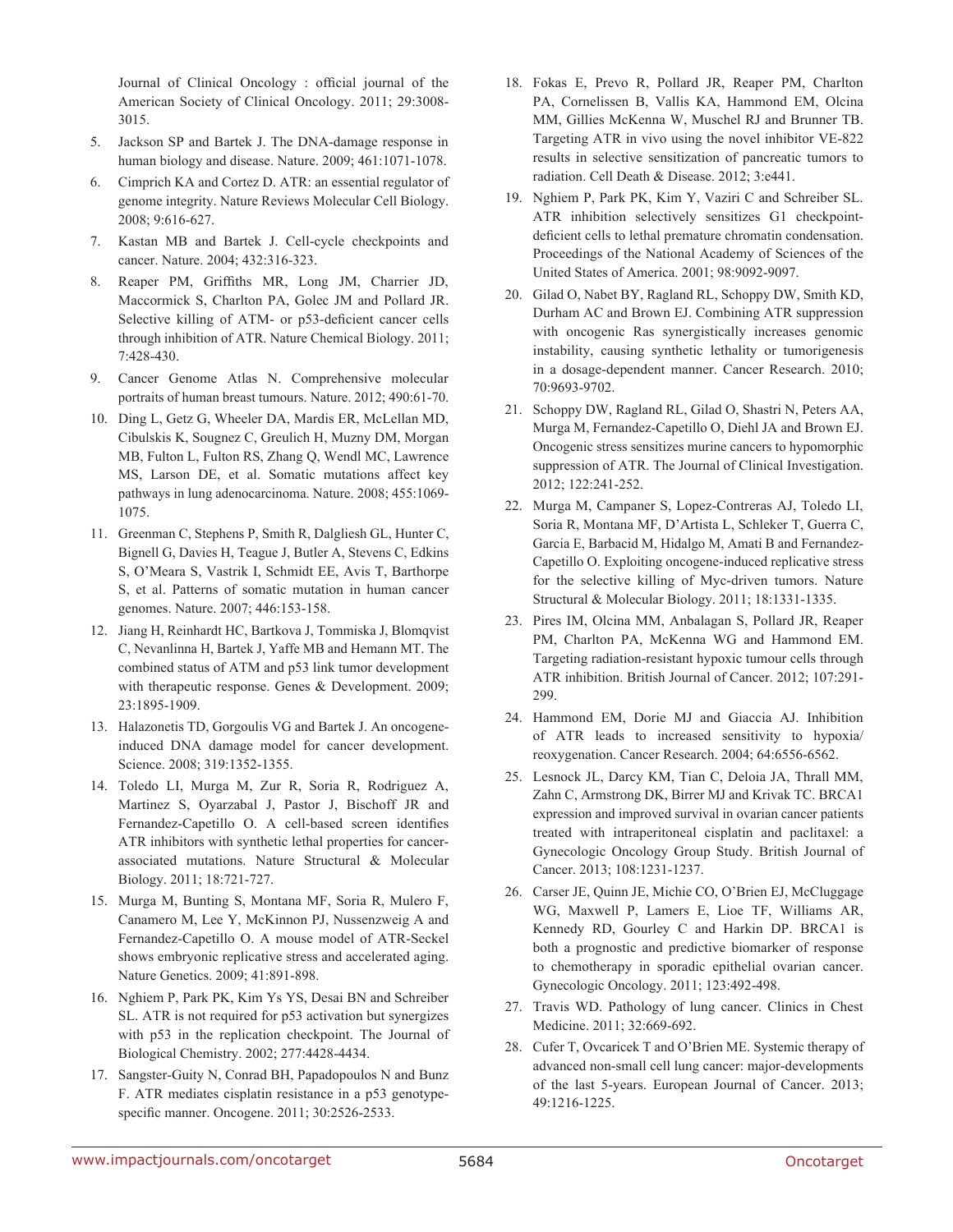Journal of Clinical Oncology : official journal of the American Society of Clinical Oncology. 2011; 29:3008-3015.

5. Jackson SP and Bartek J. The DNA-damage response in human biology and disease. Nature. 2009; 461:1071-1078.
6. Cimprich KA and Cortez D. ATR: an essential regulator of genome integrity. Nature Reviews Molecular Cell Biology. 2008; 9:616-627.
7. Kastan MB and Bartek J. Cell-cycle checkpoints and cancer. Nature. 2004; 432:316-323.
8. Reaper PM, Griffiths MR, Long JM, Charrier JD, Maccormick S, Charlton PA, Golec JM and Pollard JR. Selective killing of ATM- or p53-deficient cancer cells through inhibition of ATR. Nature Chemical Biology. 2011; 7:428-430.
9. Cancer Genome Atlas N. Comprehensive molecular portraits of human breast tumours. Nature. 2012; 490:61-70.
10. Ding L, Getz G, Wheeler DA, Mardis ER, McLellan MD, Cibulskis K, Sougnez C, Greulich H, Muzny DM, Morgan MB, Fulton L, Fulton RS, Zhang Q, Wendl MC, Lawrence MS, Larson DE, et al. Somatic mutations affect key pathways in lung adenocarcinoma. Nature. 2008; 455:1069-1075.
11. Greenman C, Stephens P, Smith R, Dalgliesh GL, Hunter C, Bignell G, Davies H, Teague J, Butler A, Stevens C, Edkins S, O'Meara S, Vastrik I, Schmidt EE, Avis T, Barthorpe S, et al. Patterns of somatic mutation in human cancer genomes. Nature. 2007; 446:153-158.
12. Jiang H, Reinhardt HC, Bartkova J, Tommiska J, Blomqvist C, Nevanlinna H, Bartek J, Yaffe MB and Hemann MT. The combined status of ATM and p53 link tumor development with therapeutic response. Genes & Development. 2009; 23:1895-1909.
13. Halazonetis TD, Gorgoulis VG and Bartek J. An oncogene-induced DNA damage model for cancer development. Science. 2008; 319:1352-1355.
14. Toledo LI, Murga M, Zur R, Soria R, Rodriguez A, Martinez S, Oyarzabal J, Pastor J, Bischoff JR and Fernandez-Capetillo O. A cell-based screen identifies ATR inhibitors with synthetic lethal properties for cancer-associated mutations. Nature Structural & Molecular Biology. 2011; 18:721-727.
15. Murga M, Bunting S, Montana MF, Soria R, Mulero F, Canamero M, Lee Y, McKinnon PJ, Nussenzweig A and Fernandez-Capetillo O. A mouse model of ATR-Seckel shows embryonic replicative stress and accelerated aging. Nature Genetics. 2009; 41:891-898.
16. Nghiem P, Park PK, Kim Ys YS, Desai BN and Schreiber SL. ATR is not required for p53 activation but synergizes with p53 in the replication checkpoint. The Journal of Biological Chemistry. 2002; 277:4428-4434.
17. Sangster-Guity N, Conrad BH, Papadopoulos N and Bunz F. ATR mediates cisplatin resistance in a p53 genotype-specific manner. Oncogene. 2011; 30:2526-2533.
18. Fokas E, Prevo R, Pollard JR, Reaper PM, Charlton PA, Cornelissen B, Vallis KA, Hammond EM, Olcina MM, Gillies McKenna W, Muschel RJ and Brunner TB. Targeting ATR in vivo using the novel inhibitor VE-822 results in selective sensitization of pancreatic tumors to radiation. Cell Death & Disease. 2012; 3:e441.
19. Nghiem P, Park PK, Kim Y, Vaziri C and Schreiber SL. ATR inhibition selectively sensitizes G1 checkpoint-deficient cells to lethal premature chromatin condensation. Proceedings of the National Academy of Sciences of the United States of America. 2001; 98:9092-9097.
20. Gilad O, Nabet BY, Ragland RL, Schoppy DW, Smith KD, Durham AC and Brown EJ. Combining ATR suppression with oncogenic Ras synergistically increases genomic instability, causing synthetic lethality or tumorigenesis in a dosage-dependent manner. Cancer Research. 2010; 70:9693-9702.
21. Schoppy DW, Ragland RL, Gilad O, Shastri N, Peters AA, Murga M, Fernandez-Capetillo O, Diehl JA and Brown EJ. Oncogenic stress sensitizes murine cancers to hypomorphic suppression of ATR. The Journal of Clinical Investigation. 2012; 122:241-252.
22. Murga M, Campaner S, Lopez-Contreras AJ, Toledo LI, Soria R, Montana MF, D'Artista L, Schleker T, Guerra C, Garcia E, Barbacid M, Hidalgo M, Amati B and Fernandez-Capetillo O. Exploiting oncogene-induced replicative stress for the selective killing of Myc-driven tumors. Nature Structural & Molecular Biology. 2011; 18:1331-1335.
23. Pires IM, Olcina MM, Anbalagan S, Pollard JR, Reaper PM, Charlton PA, McKenna WG and Hammond EM. Targeting radiation-resistant hypoxic tumour cells through ATR inhibition. British Journal of Cancer. 2012; 107:291-299.
24. Hammond EM, Dorie MJ and Giaccia AJ. Inhibition of ATR leads to increased sensitivity to hypoxia/reoxygenation. Cancer Research. 2004; 64:6556-6562.
25. Lesnock JL, Darcy KM, Tian C, Deloia JA, Thrall MM, Zahn C, Armstrong DK, Birrer MJ and Krivak TC. BRCA1 expression and improved survival in ovarian cancer patients treated with intraperitoneal cisplatin and paclitaxel: a Gynecologic Oncology Group Study. British Journal of Cancer. 2013; 108:1231-1237.
26. Carser JE, Quinn JE, Michie CO, O'Brien EJ, McCluggage WG, Maxwell P, Lamers E, Lioe TF, Williams AR, Kennedy RD, Gourley C and Harkin DP. BRCA1 is both a prognostic and predictive biomarker of response to chemotherapy in sporadic epithelial ovarian cancer. Gynecologic Oncology. 2011; 123:492-498.
27. Travis WD. Pathology of lung cancer. Clinics in Chest Medicine. 2011; 32:669-692.
28. Cufer T, Ovcaricek T and O'Brien ME. Systemic therapy of advanced non-small cell lung cancer: major-developments of the last 5-years. European Journal of Cancer. 2013; 49:1216-1225.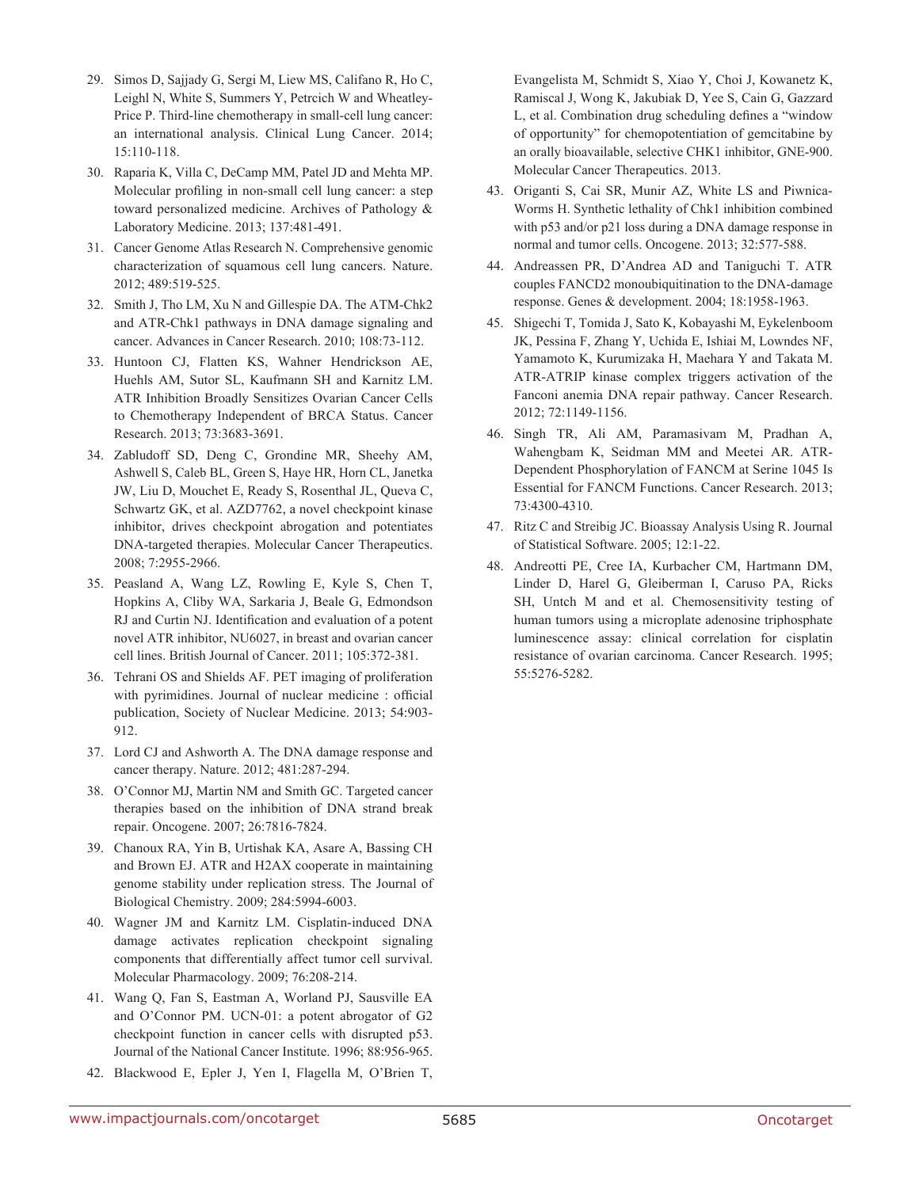29. Simos D, Sajjady G, Sergi M, Liew MS, Califano R, Ho C, Leighl N, White S, Summers Y, Petrcich W and Wheatley-Price P. Third-line chemotherapy in small-cell lung cancer: an international analysis. Clinical Lung Cancer. 2014; 15:110-118.

30. Raparia K, Villa C, DeCamp MM, Patel JD and Mehta MP. Molecular profiling in non-small cell lung cancer: a step toward personalized medicine. Archives of Pathology & Laboratory Medicine. 2013; 137:481-491.

31. Cancer Genome Atlas Research N. Comprehensive genomic characterization of squamous cell lung cancers. Nature. 2012; 489:519-525.

32. Smith J, Tho LM, Xu N and Gillespie DA. The ATM-Chk2 and ATR-Chk1 pathways in DNA damage signaling and cancer. Advances in Cancer Research. 2010; 108:73-112.

33. Huntoon CJ, Flatten KS, Wahner Hendrickson AE, Huehls AM, Sutor SL, Kaufmann SH and Karnitz LM. ATR Inhibition Broadly Sensitizes Ovarian Cancer Cells to Chemotherapy Independent of BRCA Status. Cancer Research. 2013; 73:3683-3691.

34. Zabludoff SD, Deng C, Grondine MR, Sheehy AM, Ashwell S, Caleb BL, Green S, Haye HR, Horn CL, Janetka JW, Liu D, Mouchet E, Ready S, Rosenthal JL, Queva C, Schwartz GK, et al. AZD7762, a novel checkpoint kinase inhibitor, drives checkpoint abrogation and potentiates DNA-targeted therapies. Molecular Cancer Therapeutics. 2008; 7:2955-2966.

35. Peasland A, Wang LZ, Rowling E, Kyle S, Chen T, Hopkins A, Cliby WA, Sarkaria J, Beale G, Edmondson RJ and Curtin NJ. Identification and evaluation of a potent novel ATR inhibitor, NU6027, in breast and ovarian cancer cell lines. British Journal of Cancer. 2011; 105:372-381.

36. Tehrani OS and Shields AF. PET imaging of proliferation with pyrimidines. Journal of nuclear medicine : official publication, Society of Nuclear Medicine. 2013; 54:903-912.

37. Lord CJ and Ashworth A. The DNA damage response and cancer therapy. Nature. 2012; 481:287-294.

38. O'Connor MJ, Martin NM and Smith GC. Targeted cancer therapies based on the inhibition of DNA strand break repair. Oncogene. 2007; 26:7816-7824.

39. Chanoux RA, Yin B, Urtishak KA, Asare A, Bassing CH and Brown EJ. ATR and H2AX cooperate in maintaining genome stability under replication stress. The Journal of Biological Chemistry. 2009; 284:5994-6003.

40. Wagner JM and Karnitz LM. Cisplatin-induced DNA damage activates replication checkpoint signaling components that differentially affect tumor cell survival. Molecular Pharmacology. 2009; 76:208-214.

41. Wang Q, Fan S, Eastman A, Worland PJ, Sausville EA and O'Connor PM. UCN-01: a potent abrogator of G2 checkpoint function in cancer cells with disrupted p53. Journal of the National Cancer Institute. 1996; 88:956-965.

42. Blackwood E, Epler J, Yen I, Flagella M, O'Brien T, Evangelista M, Schmidt S, Xiao Y, Choi J, Kowanetz K, Ramiscal J, Wong K, Jakubiak D, Yee S, Cain G, Gazzard L, et al. Combination drug scheduling defines a "window of opportunity" for chemopotentiation of gemcitabine by an orally bioavailable, selective CHK1 inhibitor, GNE-900. Molecular Cancer Therapeutics. 2013.

43. Origanti S, Cai SR, Munir AZ, White LS and Piwnica-Worms H. Synthetic lethality of Chk1 inhibition combined with p53 and/or p21 loss during a DNA damage response in normal and tumor cells. Oncogene. 2013; 32:577-588.

44. Andreassen PR, D'Andrea AD and Taniguchi T. ATR couples FANCD2 monoubiquitination to the DNA-damage response. Genes & development. 2004; 18:1958-1963.

45. Shigechi T, Tomida J, Sato K, Kobayashi M, Eykelenboom JK, Pessina F, Zhang Y, Uchida E, Ishiai M, Lowndes NF, Yamamoto K, Kurumizaka H, Maehara Y and Takata M. ATR-ATRIP kinase complex triggers activation of the Fanconi anemia DNA repair pathway. Cancer Research. 2012; 72:1149-1156.

46. Singh TR, Ali AM, Paramasivam M, Pradhan A, Wahengbam K, Seidman MM and Meetei AR. ATR-Dependent Phosphorylation of FANCM at Serine 1045 Is Essential for FANCM Functions. Cancer Research. 2013; 73:4300-4310.

47. Ritz C and Streibig JC. Bioassay Analysis Using R. Journal of Statistical Software. 2005; 12:1-22.

48. Andreotti PE, Cree IA, Kurbacher CM, Hartmann DM, Linder D, Harel G, Gleiberman I, Caruso PA, Ricks SH, Untch M and et al. Chemosensitivity testing of human tumors using a microplate adenosine triphosphate luminescence assay: clinical correlation for cisplatin resistance of ovarian carcinoma. Cancer Research. 1995; 55:5276-5282.